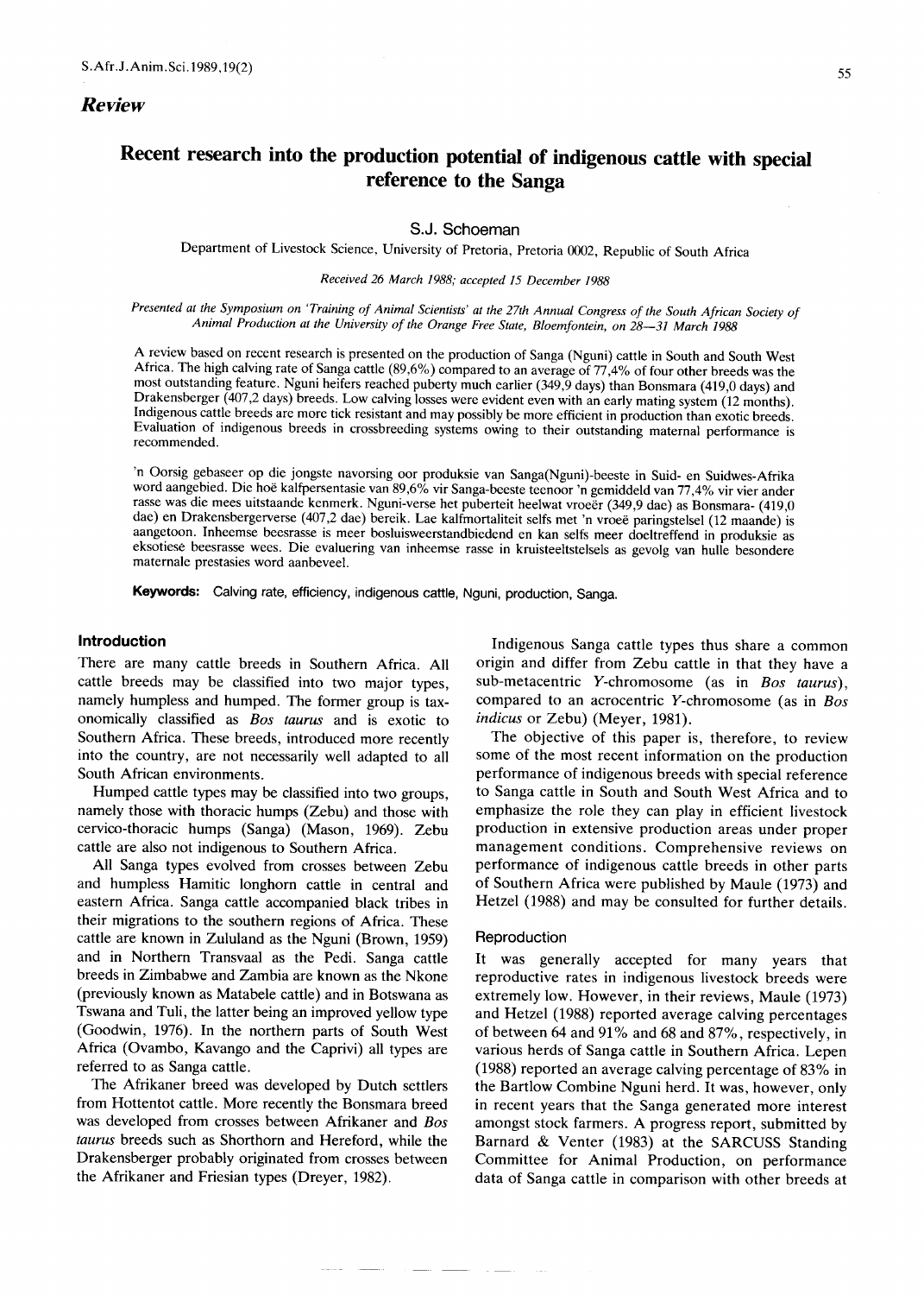*Review*

# Recent research into the production potential of indigenous cattle with special reference to the Sanga

S.J. Schoeman

Department of Livestock Science, University of Pretoria, Pretoria 0002, Republic of South Africa

*Received 26 March 1988; accepted 15 December 1988*

*Presented at the Symposium on 'Training of Animal Scientists' at the 27th Annual Congress of the South African Society of Animal Production at the University of the Orange Free State, Bloemfontein, on 28—31 March 1988*

A review based on recent research is presented on the production of Sanga (Nguni) cattle in South and South West Africa. The high calving rate of Sanga cattle (89,6%) compared to an average of 77,4% of four other breeds was the most outstanding feature. Nguni heifers reached puberty much earlier (349,9 days) than Bonsmara (419,0 days) and Drakensberger (407,2 days) breeds. Low calving losses were evident even with an early mating system (12 months). Indigenous cattle breeds are more tick resistant and may possibly be more efficient in production than exotic breeds. Evaluation of indigenous breeds in crossbreeding systems owing to their outstanding maternal performance is recommended.

'n Oorsig gebaseer op die jongste navorsing oor produksie van Sanga(Nguni)-beeste in Suid- en Suidwes-Afrika word aangebied. Die hoë kalfpersentasie van 89,6% vir Sanga-beeste teenoor 'n gemiddeld van 77,4% vir vier ander rasse was die mees uitstaande kenmerk. Nguni-verse het puberteit heelwat vroeër (349,9 dae) as Bonsmara- (419,0 dae) en Drakensbergerverse (407,2 dae) bereik. Lae kalfmortaliteit selfs met 'n vroeë paringstelsel (12 maande) is aangetoon. Inheemse beesrasse is meer bosluisweerstandbiedend en kan selfs meer doeltreffend in produksie as eksotiese beesrasse wees. Die evaluering van inheemse rasse in kruisteeltstelsels as gevolg van hulle besondere maternale prestasies word aanbeveel.

**Keywords:** Calving rate, efficiency, indigenous cattle, Nguni, production, Sanga.

## Introduction

There are many cattle breeds in Southern Africa. All cattle breeds may be classified into two major types, namely humpless and humped. The former group is taxonomically classified as *Bos taurus* and is exotic to Southern Africa. These breeds, introduced more recently into the country, are not necessarily well adapted to all South African environments.

Humped cattle types may be classified into two groups, namely those with thoracic humps (Zebu) and those with cervico-thoracic humps (Sanga) (Mason, 1969). Zebu cattle are also not indigenous to Southern Africa.

All Sanga types evolved from crosses between Zebu and humpless Hamitic longhorn cattle in central and eastern Africa. Sanga cattle accompanied black tribes in their migrations to the southern regions of Africa. These cattle are known in Zululand as the Nguni (Brown, 1959) and in Northern Transvaal as the Pedi. Sanga cattle breeds in Zimbabwe and Zambia are known as the Nkone (previously known as Matabele cattle) and in Botswana as Tswana and Tuli, the latter being an improved yellow type (Goodwin, 1976). In the northern parts of South West Africa (Ovambo, Kavango and the Caprivi) all types are referred to as Sanga cattle.

The Afrikaner breed was developed by Dutch settlers from Hottentot cattle. More recently the Bonsmara breed was developed from crosses between Afrikaner and *Bos taurus* breeds such as Shorthorn and Hereford, while the Drakensberger probably originated from crosses between the Afrikaner and Friesian types (Dreyer, 1982).

Indigenous Sanga cattle types thus share a common origin and differ from Zebu cattle in that they have a sub-metacentric *Y*-chromosome (as in *Bos taurus*), compared to an acrocentric *Y*-chromosome (as in *Bos indicus* or Zebu) (Meyer, 1981).

The objective of this paper is, therefore, to review some of the most recent information on the production performance of indigenous breeds with special reference to Sanga cattle in South and South West Africa and to emphasize the role they can play in efficient livestock production in extensive production areas under proper management conditions. Comprehensive reviews on performance of indigenous cattle breeds in other parts of Southern Africa were published by Maule (1973) and Hetzel (1988) and may be consulted for further details.

### Reproduction

It was generally accepted for many years that reproductive rates in indigenous livestock breeds were extremely low. However, in their reviews, Maule (1973) and Hetzel (1988) reported average calving percentages of between 64 and 91% and 68 and 87%, respectively, in various herds of Sanga cattle in Southern Africa. Lepen (1988) reported an average calving percentage of 83% in the Bartlow Combine Nguni herd. It was, however, only in recent years that the Sanga generated more interest amongst stock farmers. A progress report, submitted by Barnard & Venter (1983) at the SARCUSS Standing Committee for Animal Production, on performance data of Sanga cattle in comparison with other breeds at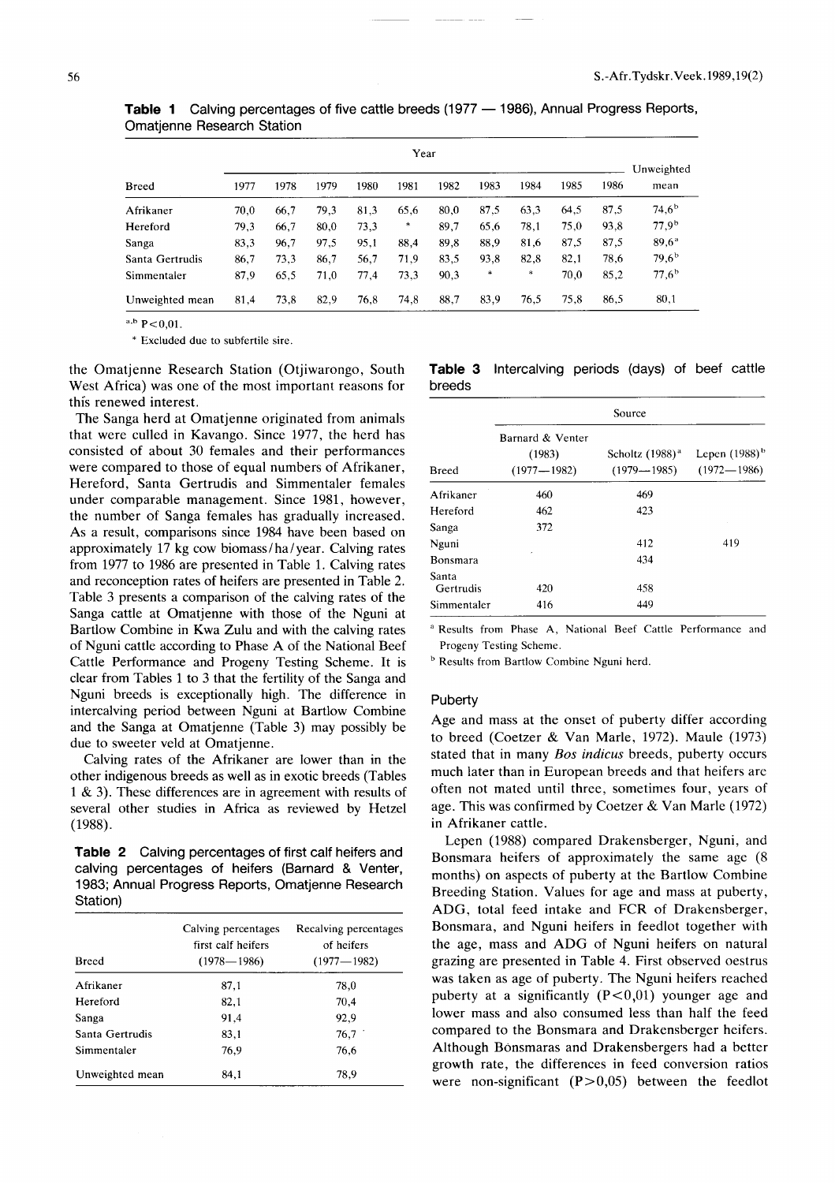**Table 1** Calving percentages of five cattle breeds (1977 — 1986), Annual Progress Reports, Omatjenne Research Station

| Breed | Year | | | | | | | | | | Unweighted mean |
|---|---|---|---|---|---|---|---|---|---|---|---|
| | 1977 | 1978 | 1979 | 1980 | 1981 | 1982 | 1983 | 1984 | 1985 | 1986 | |
| Afrikaner | 70,0 | 66,7 | 79,3 | 81,3 | 65,6 | 80,0 | 87,5 | 63,3 | 64,5 | 87,5 | 74,6[b] |
| Hereford | 79,3 | 66,7 | 80,0 | 73,3 | * | 89,7 | 65,6 | 78,1 | 75,0 | 93,8 | 77,9[b] |
| Sanga | 83,3 | 96,7 | 97,5 | 95,1 | 88,4 | 89,8 | 88,9 | 81,6 | 87,5 | 87,5 | 89,6[a] |
| Santa Gertrudis | 86,7 | 73,3 | 86,7 | 56,7 | 71,9 | 83,5 | 93,8 | 82,8 | 82,1 | 78,6 | 79,6[b] |
| Simmentaler | 87,9 | 65,5 | 71,0 | 77,4 | 73,3 | 90,3 | * | * | 70,0 | 85,2 | 77,6[b] |
| Unweighted mean | 81,4 | 73,8 | 82,9 | 76,8 | 74,8 | 88,7 | 83,9 | 76,5 | 75,8 | 86,5 | 80,1 |

[a,b] $P<0,01$.

* Excluded due to subfertile sire.

the Omatjenne Research Station (Otjiwarongo, South West Africa) was one of the most important reasons for this renewed interest.

The Sanga herd at Omatjenne originated from animals that were culled in Kavango. Since 1977, the herd has consisted of about 30 females and their performances were compared to those of equal numbers of Afrikaner, Hereford, Santa Gertrudis and Simmentaler females under comparable management. Since 1981, however, the number of Sanga females has gradually increased. As a result, comparisons since 1984 have been based on approximately 17 kg cow biomass/ha/year. Calving rates from 1977 to 1986 are presented in Table 1. Calving rates and reconception rates of heifers are presented in Table 2. Table 3 presents a comparison of the calving rates of the Sanga cattle at Omatjenne with those of the Nguni at Bartlow Combine in Kwa Zulu and with the calving rates of Nguni cattle according to Phase A of the National Beef Cattle Performance and Progeny Testing Scheme. It is clear from Tables 1 to 3 that the fertility of the Sanga and Nguni breeds is exceptionally high. The difference in intercalving period between Nguni at Bartlow Combine and the Sanga at Omatjenne (Table 3) may possibly be due to sweeter veld at Omatjenne.

Calving rates of the Afrikaner are lower than in the other indigenous breeds as well as in exotic breeds (Tables 1 & 3). These differences are in agreement with results of several other studies in Africa as reviewed by Hetzel (1988).

**Table 2** Calving percentages of first calf heifers and calving percentages of heifers (Barnard & Venter, 1983; Annual Progress Reports, Omatjenne Research Station)

| Breed | Calving percentages first calf heifers (1978—1986) | Recalving percentages of heifers (1977—1982) |
|---|---|---|
| Afrikaner | 87,1 | 78,0 |
| Hereford | 82,1 | 70,4 |
| Sanga | 91,4 | 92,9 |
| Santa Gertrudis | 83,1 | 76,7 |
| Simmentaler | 76,9 | 76,6 |
| Unweighted mean | 84,1 | 78,9 |

**Table 3** Intercalving periods (days) of beef cattle breeds

| Breed | Source | | |
|---|---|---|---|
| | Barnard & Venter (1983) (1977—1982) | Scholtz (1988)[a] (1979—1985) | Lepen (1988)[b] (1972—1986) |
| Afrikaner | 460 | 469 | |
| Hereford | 462 | 423 | |
| Sanga | 372 | | |
| Nguni | | 412 | 419 |
| Bonsmara | | 434 | |
| Santa Gertrudis | 420 | 458 | |
| Simmentaler | 416 | 449 | |

[a] Results from Phase A, National Beef Cattle Performance and Progeny Testing Scheme.

[b] Results from Bartlow Combine Nguni herd.

### Puberty

Age and mass at the onset of puberty differ according to breed (Coetzer & Van Marle, 1972). Maule (1973) stated that in many *Bos indicus* breeds, puberty occurs much later than in European breeds and that heifers are often not mated until three, sometimes four, years of age. This was confirmed by Coetzer & Van Marle (1972) in Afrikaner cattle.

Lepen (1988) compared Drakensberger, Nguni, and Bonsmara heifers of approximately the same age (8 months) on aspects of puberty at the Bartlow Combine Breeding Station. Values for age and mass at puberty, ADG, total feed intake and FCR of Drakensberger, Bonsmara, and Nguni heifers in feedlot together with the age, mass and ADG of Nguni heifers on natural grazing are presented in Table 4. First observed oestrus was taken as age of puberty. The Nguni heifers reached puberty at a significantly ($P<0,01$) younger age and lower mass and also consumed less than half the feed compared to the Bonsmara and Drakensberger heifers. Although Bonsmaras and Drakensbergers had a better growth rate, the differences in feed conversion ratios were non-significant ($P>0,05$) between the feedlot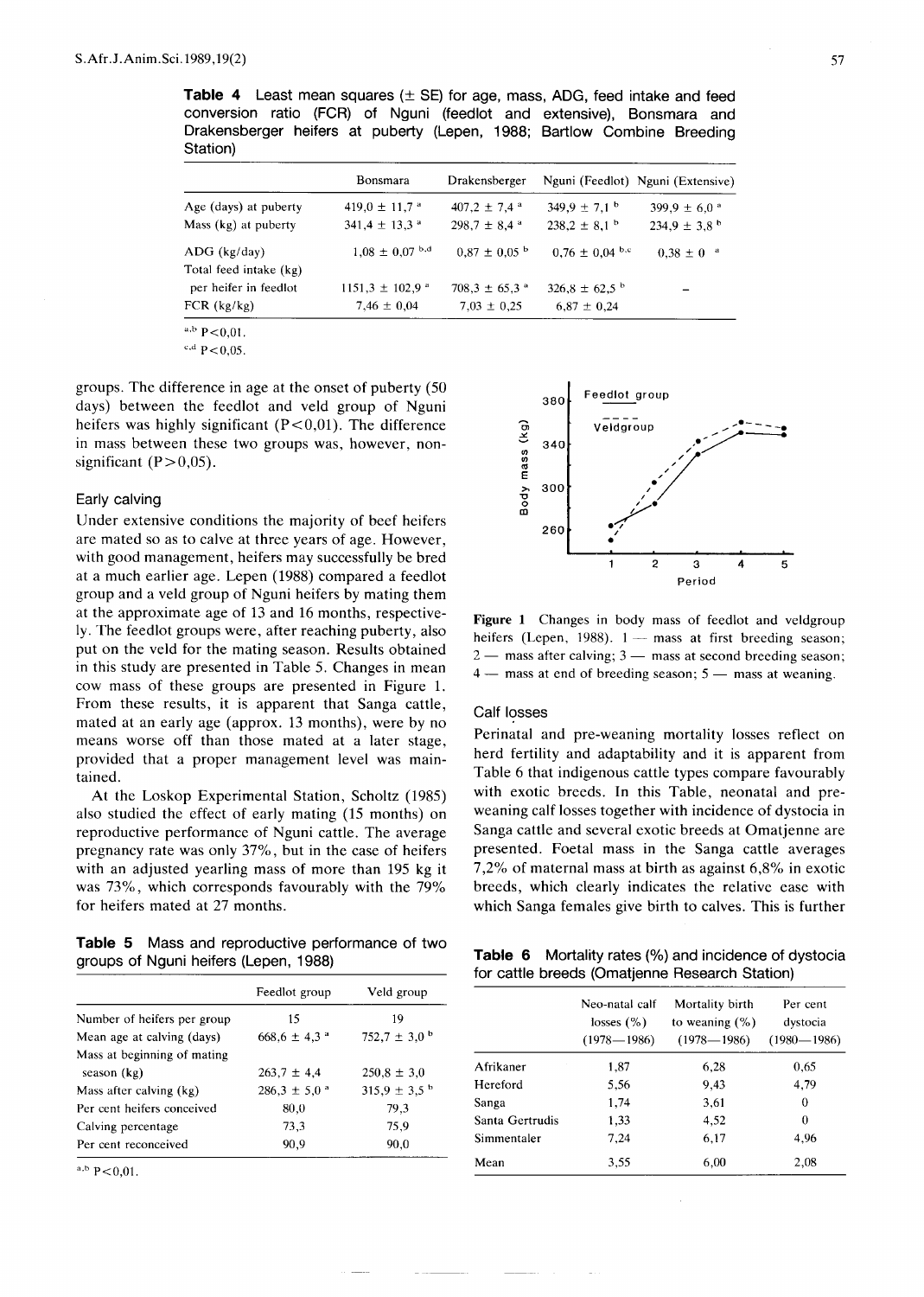**Table 4** Least mean squares (± SE) for age, mass, ADG, feed intake and feed conversion ratio (FCR) of Nguni (feedlot and extensive), Bonsmara and Drakensberger heifers at puberty (Lepen, 1988; Bartlow Combine Breeding Station)

| | Bonsmara | Drakensberger | Nguni (Feedlot) | Nguni (Extensive) |
|---|---|---|---|---|
| Age (days) at puberty | 419,0 ± 11,7 [a] | 407,2 ± 7,4 [a] | 349,9 ± 7,1 [b] | 399,9 ± 6,0 [a] |
| Mass (kg) at puberty | 341,4 ± 13,3 [a] | 298,7 ± 8,4 [a] | 238,2 ± 8,1 [b] | 234,9 ± 3,8 [b] |
| ADG (kg/day) | 1,08 ± 0,07 [b,d] | 0,87 ± 0,05 [b] | 0,76 ± 0,04 [b,c] | 0,38 ± 0 [a] |
| Total feed intake (kg) per heifer in feedlot | 1151,3 ± 102,9 [a] | 708,3 ± 65,3 [a] | 326,8 ± 62,5 [b] | – |
| FCR (kg/kg) | 7,46 ± 0,04 | 7,03 ± 0,25 | 6,87 ± 0,24 | |

[a,b] P<0,01.
[c,d] P<0,05.

groups. The difference in age at the onset of puberty (50 days) between the feedlot and veld group of Nguni heifers was highly significant (P<0,01). The difference in mass between these two groups was, however, non-significant (P>0,05).

### Early calving

Under extensive conditions the majority of beef heifers are mated so as to calve at three years of age. However, with good management, heifers may successfully be bred at a much earlier age. Lepen (1988) compared a feedlot group and a veld group of Nguni heifers by mating them at the approximate age of 13 and 16 months, respectively. The feedlot groups were, after reaching puberty, also put on the veld for the mating season. Results obtained in this study are presented in Table 5. Changes in mean cow mass of these groups are presented in Figure 1. From these results, it is apparent that Sanga cattle, mated at an early age (approx. 13 months), were by no means worse off than those mated at a later stage, provided that a proper management level was maintained.

At the Loskop Experimental Station, Scholtz (1985) also studied the effect of early mating (15 months) on reproductive performance of Nguni cattle. The average pregnancy rate was only 37%, but in the case of heifers with an adjusted yearling mass of more than 195 kg it was 73%, which corresponds favourably with the 79% for heifers mated at 27 months.

**Table 5** Mass and reproductive performance of two groups of Nguni heifers (Lepen, 1988)

| | Feedlot group | Veld group |
|---|---|---|
| Number of heifers per group | 15 | 19 |
| Mean age at calving (days) | 668,6 ± 4,3 [a] | 752,7 ± 3,0 [b] |
| Mass at beginning of mating season (kg) | 263,7 ± 4,4 | 250,8 ± 3,0 |
| Mass after calving (kg) | 286,3 ± 5,0 [a] | 315,9 ± 3,5 [b] |
| Per cent heifers conceived | 80,0 | 79,3 |
| Calving percentage | 73,3 | 75,9 |
| Per cent reconceived | 90,9 | 90,0 |

[a,b] P<0,01.

**Figure 1** Changes in body mass of feedlot and veldgroup heifers (Lepen, 1988). 1 — mass at first breeding season; 2 — mass after calving; 3 — mass at second breeding season; 4 — mass at end of breeding season; 5 — mass at weaning.

### Calf losses

Perinatal and pre-weaning mortality losses reflect on herd fertility and adaptability and it is apparent from Table 6 that indigenous cattle types compare favourably with exotic breeds. In this Table, neonatal and pre-weaning calf losses together with incidence of dystocia in Sanga cattle and several exotic breeds at Omatjenne are presented. Foetal mass in the Sanga cattle averages 7,2% of maternal mass at birth as against 6,8% in exotic breeds, which clearly indicates the relative ease with which Sanga females give birth to calves. This is further

**Table 6** Mortality rates (%) and incidence of dystocia for cattle breeds (Omatjenne Research Station)

| | Neo-natal calf losses (%) (1978—1986) | Mortality birth to weaning (%) (1978—1986) | Per cent dystocia (1980—1986) |
|---|---|---|---|
| Afrikaner | 1,87 | 6,28 | 0,65 |
| Hereford | 5,56 | 9,43 | 4,79 |
| Sanga | 1,74 | 3,61 | 0 |
| Santa Gertrudis | 1,33 | 4,52 | 0 |
| Simmentaler | 7,24 | 6,17 | 4,96 |
| Mean | 3,55 | 6,00 | 2,08 |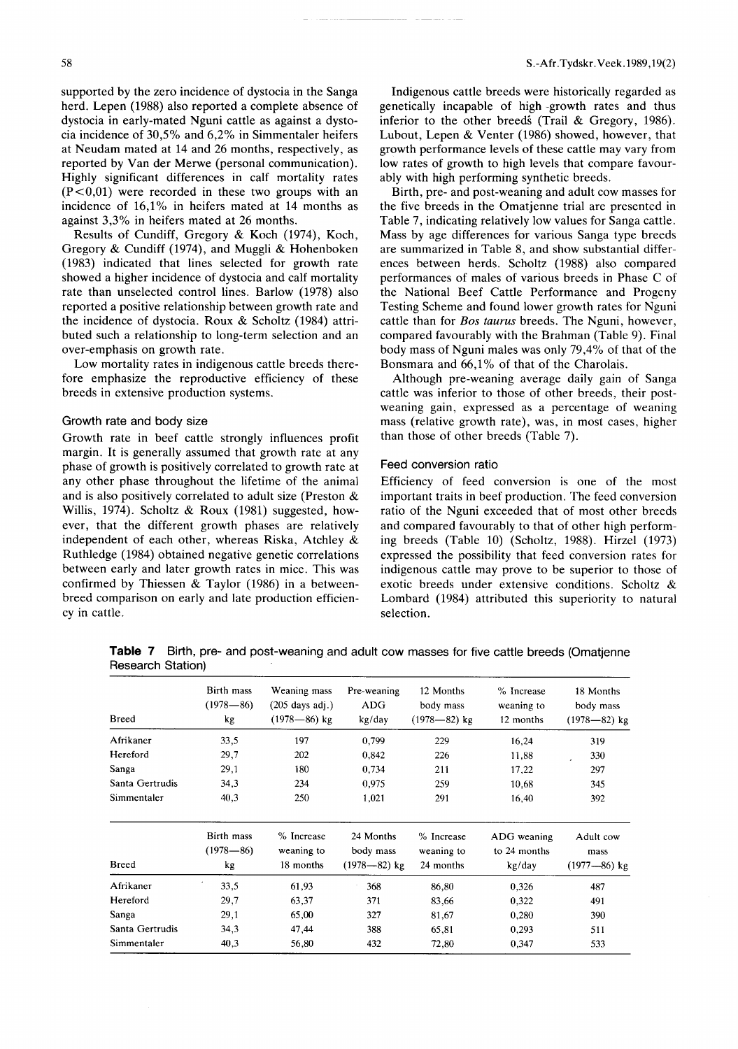supported by the zero incidence of dystocia in the Sanga herd. Lepen (1988) also reported a complete absence of dystocia in early-mated Nguni cattle as against a dystocia incidence of 30,5% and 6,2% in Simmentaler heifers at Neudam mated at 14 and 26 months, respectively, as reported by Van der Merwe (personal communication). Highly significant differences in calf mortality rates ($P<0,01$) were recorded in these two groups with an incidence of 16,1% in heifers mated at 14 months as against 3,3% in heifers mated at 26 months.

Results of Cundiff, Gregory & Koch (1974), Koch, Gregory & Cundiff (1974), and Muggli & Hohenboken (1983) indicated that lines selected for growth rate showed a higher incidence of dystocia and calf mortality rate than unselected control lines. Barlow (1978) also reported a positive relationship between growth rate and the incidence of dystocia. Roux & Scholtz (1984) attributed such a relationship to long-term selection and an over-emphasis on growth rate.

Low mortality rates in indigenous cattle breeds therefore emphasize the reproductive efficiency of these breeds in extensive production systems.

### Growth rate and body size

Growth rate in beef cattle strongly influences profit margin. It is generally assumed that growth rate at any phase of growth is positively correlated to growth rate at any other phase throughout the lifetime of the animal and is also positively correlated to adult size (Preston & Willis, 1974). Scholtz & Roux (1981) suggested, however, that the different growth phases are relatively independent of each other, whereas Riska, Atchley & Ruthledge (1984) obtained negative genetic correlations between early and later growth rates in mice. This was confirmed by Thiessen & Taylor (1986) in a between-breed comparison on early and late production efficiency in cattle.

Indigenous cattle breeds were historically regarded as genetically incapable of high growth rates and thus inferior to the other breeds (Trail & Gregory, 1986). Lubout, Lepen & Venter (1986) showed, however, that growth performance levels of these cattle may vary from low rates of growth to high levels that compare favourably with high performing synthetic breeds.

Birth, pre- and post-weaning and adult cow masses for the five breeds in the Omatjenne trial are presented in Table 7, indicating relatively low values for Sanga cattle. Mass by age differences for various Sanga type breeds are summarized in Table 8, and show substantial differences between herds. Scholtz (1988) also compared performances of males of various breeds in Phase C of the National Beef Cattle Performance and Progeny Testing Scheme and found lower growth rates for Nguni cattle than for *Bos taurus* breeds. The Nguni, however, compared favourably with the Brahman (Table 9). Final body mass of Nguni males was only 79,4% of that of the Bonsmara and 66,1% of that of the Charolais.

Although pre-weaning average daily gain of Sanga cattle was inferior to those of other breeds, their post-weaning gain, expressed as a percentage of weaning mass (relative growth rate), was, in most cases, higher than those of other breeds (Table 7).

### Feed conversion ratio

Efficiency of feed conversion is one of the most important traits in beef production. The feed conversion ratio of the Nguni exceeded that of most other breeds and compared favourably to that of other high performing breeds (Table 10) (Scholtz, 1988). Hirzel (1973) expressed the possibility that feed conversion rates for indigenous cattle may prove to be superior to those of exotic breeds under extensive conditions. Scholtz & Lombard (1984) attributed this superiority to natural selection.

**Table 7** Birth, pre- and post-weaning and adult cow masses for five cattle breeds (Omatjenne Research Station)

| Breed | Birth mass (1978—86) kg | Weaning mass (205 days adj.) (1978—86) kg | Pre-weaning ADG kg/day | 12 Months body mass (1978—82) kg | % Increase weaning to 12 months | 18 Months body mass (1978—82) kg |
|---|---|---|---|---|---|---|
| Afrikaner | 33,5 | 197 | 0,799 | 229 | 16,24 | 319 |
| Hereford | 29,7 | 202 | 0,842 | 226 | 11,88 | 330 |
| Sanga | 29,1 | 180 | 0,734 | 211 | 17,22 | 297 |
| Santa Gertrudis | 34,3 | 234 | 0,975 | 259 | 10,68 | 345 |
| Simmentaler | 40,3 | 250 | 1,021 | 291 | 16,40 | 392 |

| Breed | Birth mass (1978—86) kg | % Increase weaning to 18 months | 24 Months body mass (1978—82) kg | % Increase weaning to 24 months | ADG weaning to 24 months kg/day | Adult cow mass (1977—86) kg |
|---|---|---|---|---|---|---|
| Afrikaner | 33,5 | 61,93 | 368 | 86,80 | 0,326 | 487 |
| Hereford | 29,7 | 63,37 | 371 | 83,66 | 0,322 | 491 |
| Sanga | 29,1 | 65,00 | 327 | 81,67 | 0,280 | 390 |
| Santa Gertrudis | 34,3 | 47,44 | 388 | 65,81 | 0,293 | 511 |
| Simmentaler | 40,3 | 56,80 | 432 | 72,80 | 0,347 | 533 |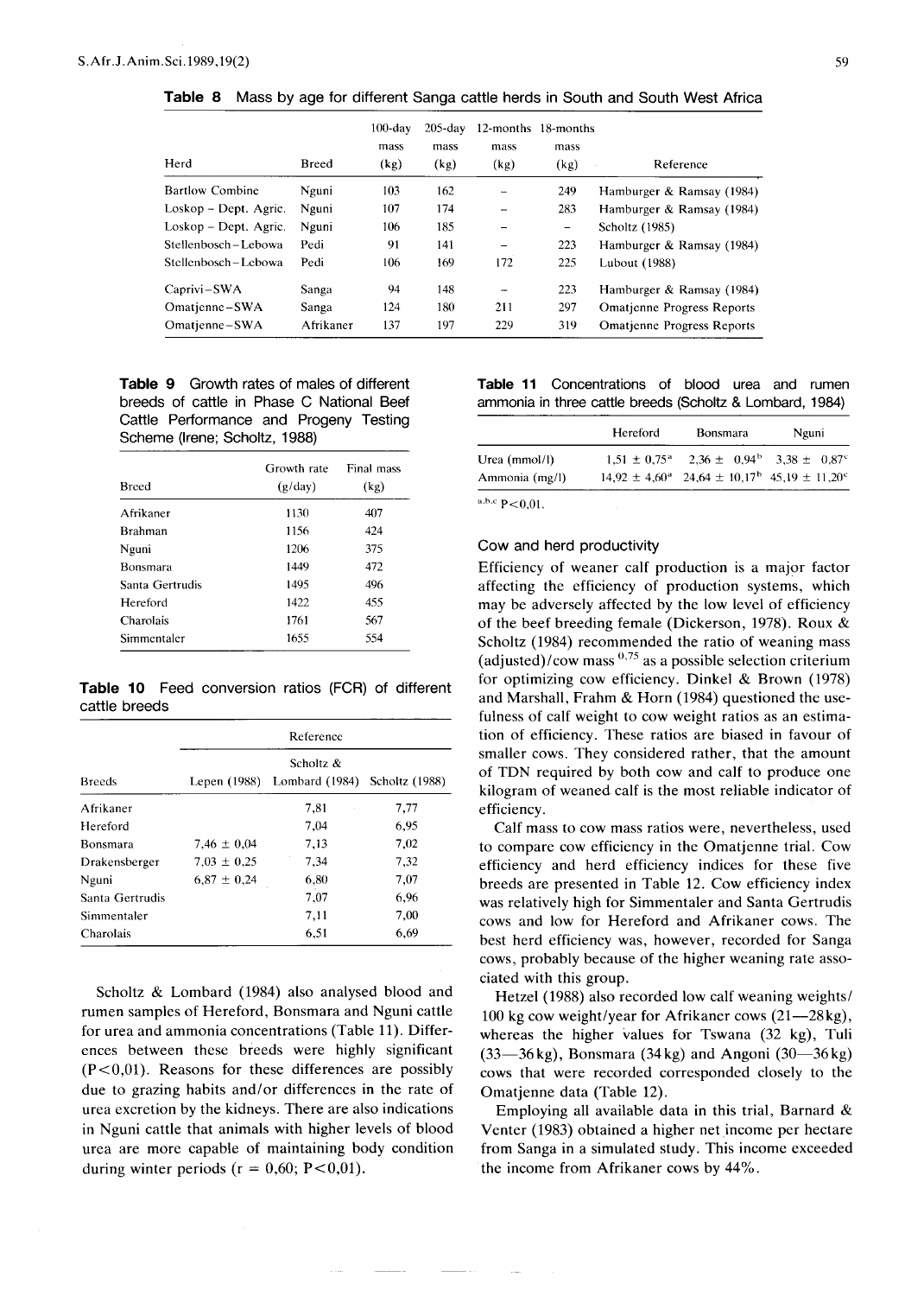**Table 8** Mass by age for different Sanga cattle herds in South and South West Africa

| Herd | Breed | 100-day mass (kg) | 205-day mass (kg) | 12-months mass (kg) | 18-months mass (kg) | Reference |
|---|---|---|---|---|---|---|
| Bartlow Combine | Nguni | 103 | 162 | – | 249 | Hamburger & Ramsay (1984) |
| Loskop – Dept. Agric. | Nguni | 107 | 174 | – | 283 | Hamburger & Ramsay (1984) |
| Loskop – Dept. Agric. | Nguni | 106 | 185 | – | – | Scholtz (1985) |
| Stellenbosch – Lebowa | Pedi | 91 | 141 | – | 223 | Hamburger & Ramsay (1984) |
| Stellenbosch – Lebowa | Pedi | 106 | 169 | 172 | 225 | Lubout (1988) |
| Caprivi – SWA | Sanga | 94 | 148 | – | 223 | Hamburger & Ramsay (1984) |
| Omatjenne – SWA | Sanga | 124 | 180 | 211 | 297 | Omatjenne Progress Reports |
| Omatjenne – SWA | Afrikaner | 137 | 197 | 229 | 319 | Omatjenne Progress Reports |

**Table 9** Growth rates of males of different breeds of cattle in Phase C National Beef Cattle Performance and Progeny Testing Scheme (Irene; Scholtz, 1988)

| Breed | Growth rate (g/day) | Final mass (kg) |
|---|---|---|
| Afrikaner | 1130 | 407 |
| Brahman | 1156 | 424 |
| Nguni | 1206 | 375 |
| Bonsmara | 1449 | 472 |
| Santa Gertrudis | 1495 | 496 |
| Hereford | 1422 | 455 |
| Charolais | 1761 | 567 |
| Simmentaler | 1655 | 554 |

**Table 10** Feed conversion ratios (FCR) of different cattle breeds

| | Reference | | |
|---|---|---|---|
| Breeds | Lepen (1988) | Scholtz & Lombard (1984) | Scholtz (1988) |
| Afrikaner | | 7,81 | 7,77 |
| Hereford | | 7,04 | 6,95 |
| Bonsmara | 7,46 ± 0,04 | 7,13 | 7,02 |
| Drakensberger | 7,03 ± 0,25 | 7,34 | 7,32 |
| Nguni | 6,87 ± 0,24 | 6,80 | 7,07 |
| Santa Gertrudis | | 7,07 | 6,96 |
| Simmentaler | | 7,11 | 7,00 |
| Charolais | | 6,51 | 6,69 |

Scholtz & Lombard (1984) also analysed blood and rumen samples of Hereford, Bonsmara and Nguni cattle for urea and ammonia concentrations (Table 11). Differences between these breeds were highly significant ($P<0{,}01$). Reasons for these differences are possibly due to grazing habits and/or differences in the rate of urea excretion by the kidneys. There are also indications in Nguni cattle that animals with higher levels of blood urea are more capable of maintaining body condition during winter periods ($r = 0{,}60$; $P<0{,}01$).

**Table 11** Concentrations of blood urea and rumen ammonia in three cattle breeds (Scholtz & Lombard, 1984)

| | Hereford | Bonsmara | Nguni |
|---|---|---|---|
| Urea (mmol/l) | 1,51 ± 0,75[a] | 2,36 ± 0,94[b] | 3,38 ± 0,87[c] |
| Ammonia (mg/l) | 14,92 ± 4,60[a] | 24,64 ± 10,17[b] | 45,19 ± 11,20[c] |

[a,b,c] $P<0{,}01$.

### Cow and herd productivity

Efficiency of weaner calf production is a major factor affecting the efficiency of production systems, which may be adversely affected by the low level of efficiency of the beef breeding female (Dickerson, 1978). Roux & Scholtz (1984) recommended the ratio of weaning mass (adjusted)/cow mass $^{0,75}$ as a possible selection criterium for optimizing cow efficiency. Dinkel & Brown (1978) and Marshall, Frahm & Horn (1984) questioned the usefulness of calf weight to cow weight ratios as an estimation of efficiency. These ratios are biased in favour of smaller cows. They considered rather, that the amount of TDN required by both cow and calf to produce one kilogram of weaned calf is the most reliable indicator of efficiency.

Calf mass to cow mass ratios were, nevertheless, used to compare cow efficiency in the Omatjenne trial. Cow efficiency and herd efficiency indices for these five breeds are presented in Table 12. Cow efficiency index was relatively high for Simmentaler and Santa Gertrudis cows and low for Hereford and Afrikaner cows. The best herd efficiency was, however, recorded for Sanga cows, probably because of the higher weaning rate associated with this group.

Hetzel (1988) also recorded low calf weaning weights/100 kg cow weight/year for Afrikaner cows (21—28 kg), whereas the higher values for Tswana (32 kg), Tuli (33—36 kg), Bonsmara (34 kg) and Angoni (30—36 kg) cows that were recorded corresponded closely to the Omatjenne data (Table 12).

Employing all available data in this trial, Barnard & Venter (1983) obtained a higher net income per hectare from Sanga in a simulated study. This income exceeded the income from Afrikaner cows by 44%.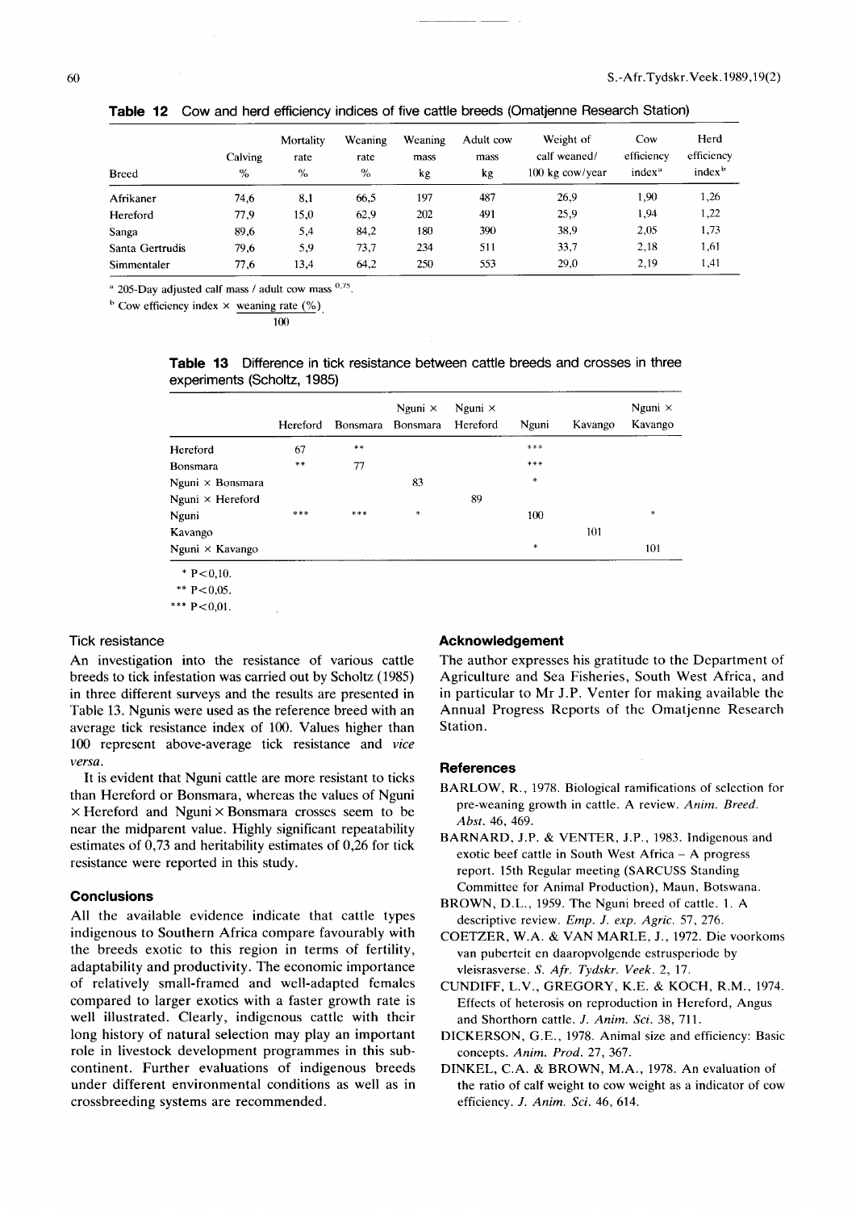**Table 12** Cow and herd efficiency indices of five cattle breeds (Omatjenne Research Station)

| Breed | Calving % | Mortality rate % | Weaning rate % | Weaning mass kg | Adult cow mass kg | Weight of calf weaned/ 100 kg cow/year | Cow efficiency index[a] | Herd efficiency index[b] |
|---|---|---|---|---|---|---|---|---|
| Afrikaner | 74,6 | 8,1 | 66,5 | 197 | 487 | 26,9 | 1,90 | 1,26 |
| Hereford | 77,9 | 15,0 | 62,9 | 202 | 491 | 25,9 | 1,94 | 1,22 |
| Sanga | 89,6 | 5,4 | 84,2 | 180 | 390 | 38,9 | 2,05 | 1,73 |
| Santa Gertrudis | 79,6 | 5,9 | 73,7 | 234 | 511 | 33,7 | 2,18 | 1,61 |
| Simmentaler | 77,6 | 13,4 | 64,2 | 250 | 553 | 29,0 | 2,19 | 1,41 |

[a] 205-Day adjusted calf mass / adult cow mass $^{0,75}$.

[b] Cow efficiency index $\times$ $\frac{\text{weaning rate (\%)}}{100}$.

**Table 13** Difference in tick resistance between cattle breeds and crosses in three experiments (Scholtz, 1985)

| | Hereford | Bonsmara | Nguni × Bonsmara | Nguni × Hereford | Nguni | Kavango | Nguni × Kavango |
|---|---|---|---|---|---|---|---|
| Hereford | 67 | ** | | | *** | | |
| Bonsmara | ** | 77 | | | *** | | |
| Nguni × Bonsmara | | | 83 | | * | | |
| Nguni × Hereford | | | | 89 | | | |
| Nguni | *** | *** | * | | 100 | | * |
| Kavango | | | | | | 101 | |
| Nguni × Kavango | | | | | * | | 101 |

\* $P<0,10$.
\*\* $P<0,05$.
\*\*\* $P<0,01$.

### Tick resistance

An investigation into the resistance of various cattle breeds to tick infestation was carried out by Scholtz (1985) in three different surveys and the results are presented in Table 13. Ngunis were used as the reference breed with an average tick resistance index of 100. Values higher than 100 represent above-average tick resistance and *vice versa*.

It is evident that Nguni cattle are more resistant to ticks than Hereford or Bonsmara, whereas the values of Nguni × Hereford and Nguni × Bonsmara crosses seem to be near the midparent value. Highly significant repeatability estimates of 0,73 and heritability estimates of 0,26 for tick resistance were reported in this study.

### Conclusions

All the available evidence indicate that cattle types indigenous to Southern Africa compare favourably with the breeds exotic to this region in terms of fertility, adaptability and productivity. The economic importance of relatively small-framed and well-adapted females compared to larger exotics with a faster growth rate is well illustrated. Clearly, indigenous cattle with their long history of natural selection may play an important role in livestock development programmes in this subcontinent. Further evaluations of indigenous breeds under different environmental conditions as well as in crossbreeding systems are recommended.

### Acknowledgement

The author expresses his gratitude to the Department of Agriculture and Sea Fisheries, South West Africa, and in particular to Mr J.P. Venter for making available the Annual Progress Reports of the Omatjenne Research Station.

### References

BARLOW, R., 1978. Biological ramifications of selection for pre-weaning growth in cattle. A review. *Anim. Breed. Abst.* 46, 469.

BARNARD, J.P. & VENTER, J.P., 1983. Indigenous and exotic beef cattle in South West Africa – A progress report. 15th Regular meeting (SARCUSS Standing Committee for Animal Production), Maun, Botswana.

BROWN, D.L., 1959. The Nguni breed of cattle. 1. A descriptive review. *Emp. J. exp. Agric.* 57, 276.

COETZER, W.A. & VAN MARLE, J., 1972. Die voorkoms van puberteit en daaropvolgende estrusperiode by vleisrasverse. *S. Afr. Tydskr. Veek.* 2, 17.

CUNDIFF, L.V., GREGORY, K.E. & KOCH, R.M., 1974. Effects of heterosis on reproduction in Hereford, Angus and Shorthorn cattle. *J. Anim. Sci.* 38, 711.

DICKERSON, G.E., 1978. Animal size and efficiency: Basic concepts. *Anim. Prod.* 27, 367.

DINKEL, C.A. & BROWN, M.A., 1978. An evaluation of the ratio of calf weight to cow weight as a indicator of cow efficiency. *J. Anim. Sci.* 46, 614.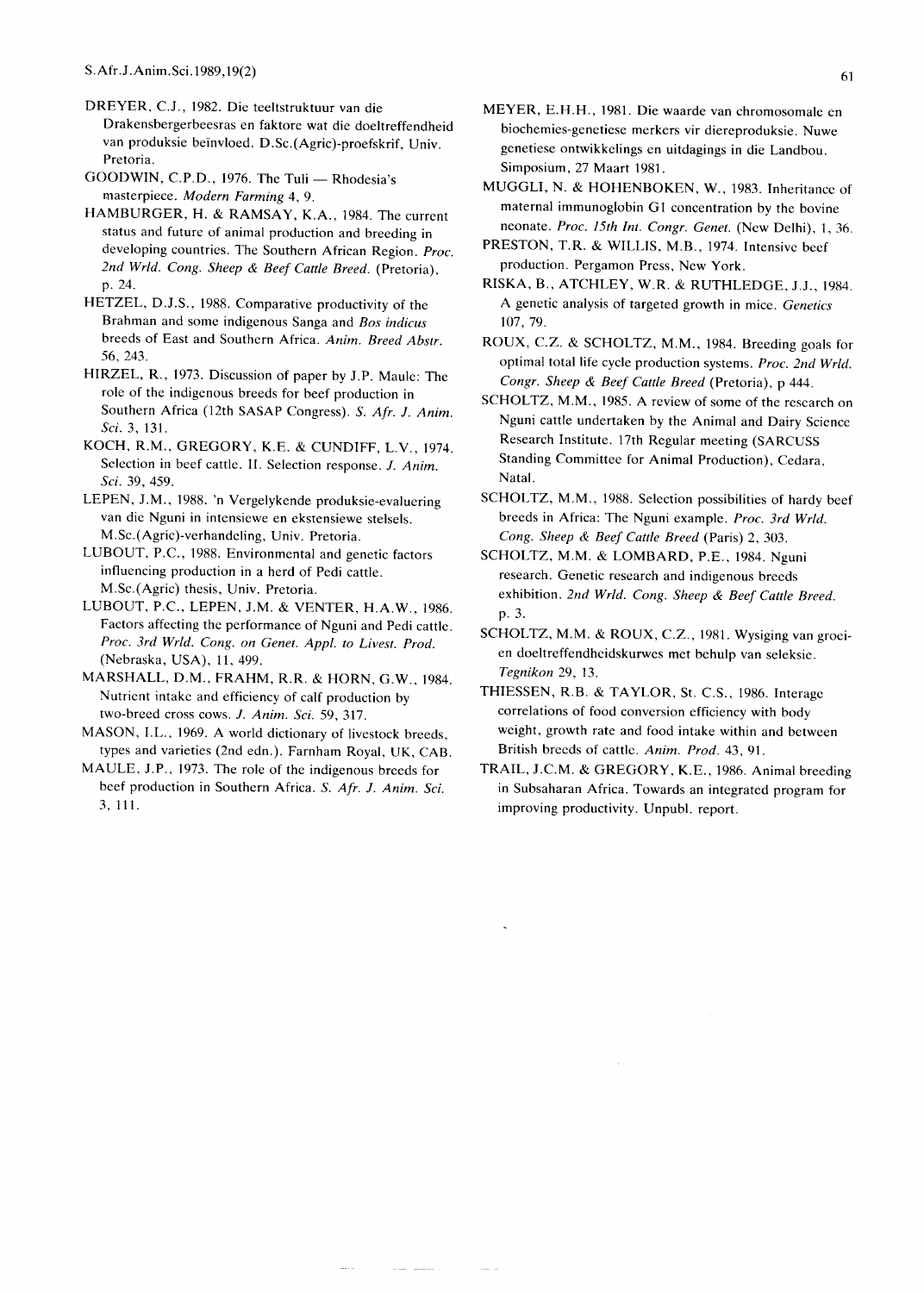DREYER, C.J., 1982. Die teeltstruktuur van die Drakensbergerbeesras en faktore wat die doeltreffendheid van produksie beïnvloed. D.Sc.(Agric)-proefskrif, Univ. Pretoria.

GOODWIN, C.P.D., 1976. The Tuli — Rhodesia's masterpiece. *Modern Farming* 4, 9.

HAMBURGER, H. & RAMSAY, K.A., 1984. The current status and future of animal production and breeding in developing countries. The Southern African Region. *Proc. 2nd Wrld. Cong. Sheep & Beef Cattle Breed.* (Pretoria), p. 24.

HETZEL, D.J.S., 1988. Comparative productivity of the Brahman and some indigenous Sanga and *Bos indicus* breeds of East and Southern Africa. *Anim. Breed Abstr.* 56, 243.

HIRZEL, R., 1973. Discussion of paper by J.P. Maule: The role of the indigenous breeds for beef production in Southern Africa (12th SASAP Congress). *S. Afr. J. Anim. Sci.* 3, 131.

KOCH, R.M., GREGORY, K.E. & CUNDIFF, L.V., 1974. Selection in beef cattle. II. Selection response. *J. Anim. Sci.* 39, 459.

LEPEN, J.M., 1988. 'n Vergelykende produksie-evaluering van die Nguni in intensiewe en ekstensiewe stelsels. M.Sc.(Agric)-verhandeling, Univ. Pretoria.

LUBOUT, P.C., 1988. Environmental and genetic factors influencing production in a herd of Pedi cattle. M.Sc.(Agric) thesis, Univ. Pretoria.

LUBOUT, P.C., LEPEN, J.M. & VENTER, H.A.W., 1986. Factors affecting the performance of Nguni and Pedi cattle. *Proc. 3rd Wrld. Cong. on Genet. Appl. to Livest. Prod.* (Nebraska, USA), 11, 499.

MARSHALL, D.M., FRAHM, R.R. & HORN, G.W., 1984. Nutrient intake and efficiency of calf production by two-breed cross cows. *J. Anim. Sci.* 59, 317.

MASON, I.L., 1969. A world dictionary of livestock breeds, types and varieties (2nd edn.). Farnham Royal, UK, CAB.

MAULE, J.P., 1973. The role of the indigenous breeds for beef production in Southern Africa. *S. Afr. J. Anim. Sci.* 3, 111.

MEYER, E.H.H., 1981. Die waarde van chromosomale en biochemies-genetiese merkers vir diereproduksie. Nuwe genetiese ontwikkelings en uitdagings in die Landbou. Simposium, 27 Maart 1981.

MUGGLI, N. & HOHENBOKEN, W., 1983. Inheritance of maternal immunoglobin G1 concentration by the bovine neonate. *Proc. 15th Int. Congr. Genet.* (New Delhi), 1, 36.

PRESTON, T.R. & WILLIS, M.B., 1974. Intensive beef production. Pergamon Press, New York.

RISKA, B., ATCHLEY, W.R. & RUTHLEDGE, J.J., 1984. A genetic analysis of targeted growth in mice. *Genetics* 107, 79.

ROUX, C.Z. & SCHOLTZ, M.M., 1984. Breeding goals for optimal total life cycle production systems. *Proc. 2nd Wrld. Congr. Sheep & Beef Cattle Breed* (Pretoria), p 444.

SCHOLTZ, M.M., 1985. A review of some of the research on Nguni cattle undertaken by the Animal and Dairy Science Research Institute. 17th Regular meeting (SARCUSS Standing Committee for Animal Production), Cedara, Natal.

SCHOLTZ, M.M., 1988. Selection possibilities of hardy beef breeds in Africa: The Nguni example. *Proc. 3rd Wrld. Cong. Sheep & Beef Cattle Breed* (Paris) 2, 303.

SCHOLTZ, M.M. & LOMBARD, P.E., 1984. Nguni research. Genetic research and indigenous breeds exhibition. *2nd Wrld. Cong. Sheep & Beef Cattle Breed.* p. 3.

SCHOLTZ, M.M. & ROUX, C.Z., 1981. Wysiging van groei-en doeltreffendheidskurwes met behulp van seleksie. *Tegnikon* 29, 13.

THIESSEN, R.B. & TAYLOR, St. C.S., 1986. Interage correlations of food conversion efficiency with body weight, growth rate and food intake within and between British breeds of cattle. *Anim. Prod.* 43, 91.

TRAIL, J.C.M. & GREGORY, K.E., 1986. Animal breeding in Subsaharan Africa. Towards an integrated program for improving productivity. Unpubl. report.